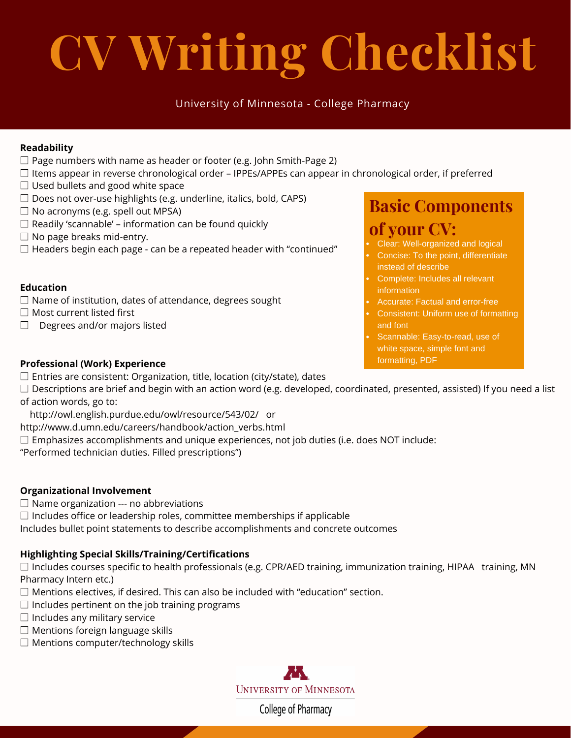# CV Writing Checklist

University of Minnesota - College Pharmacy

## Basic Components of your CV:

- Clear: Well-organized and logical
- Concise: To the point, differentiate instead of describe
- Complete: Includes all relevant information
- Accurate: Factual and error-free
- Consistent: Uniform use of formatting and font
- Scannable: Easy-to-read, use of white space, simple font and formatting, PDF

**Readability**

- ☐ Page numbers with name as header or footer (e.g. John Smith-Page 2)
- ☐ Items appear in reverse chronological order – IPPEs/APPEs can appear in chronological order, if preferred
- ☐ Used bullets and good white space
- ☐ Does not over-use highlights (e.g. underline, italics, bold, CAPS)
- ☐ No acronyms (e.g. spell out MPSA)
- ☐ Readily 'scannable' – information can be found quickly
- ☐ No page breaks mid-entry.
- ☐ Headers begin each page - can be a repeated header with "continued"

**Education**

- ☐ Name of institution, dates of attendance, degrees sought
- ☐ Most current listed first
- ☐ Degrees and/or majors listed

**Professional (Work) Experience**

- ☐ Entries are consistent: Organization, title, location (city/state), dates
- ☐ Descriptions are brief and begin with an action word (e.g. developed, coordinated, presented, assisted) If you need a list of action words, go to:
  http://owl.english.purdue.edu/owl/resource/543/02/ or
  http://www.d.umn.edu/careers/handbook/action_verbs.html
- ☐ Emphasizes accomplishments and unique experiences, not job duties (i.e. does NOT include: "Performed technician duties. Filled prescriptions")

**Organizational Involvement**

- ☐ Name organization --- no abbreviations
- ☐ Includes office or leadership roles, committee memberships if applicable

Includes bullet point statements to describe accomplishments and concrete outcomes

**Highlighting Special Skills/Training/Certifications**

- ☐ Includes courses specific to health professionals (e.g. CPR/AED training, immunization training, HIPAA training, MN Pharmacy Intern etc.)
- ☐ Mentions electives, if desired. This can also be included with "education" section.
- ☐ Includes pertinent on the job training programs
- ☐ Includes any military service
- ☐ Mentions foreign language skills
- ☐ Mentions computer/technology skills

University of Minnesota
College of Pharmacy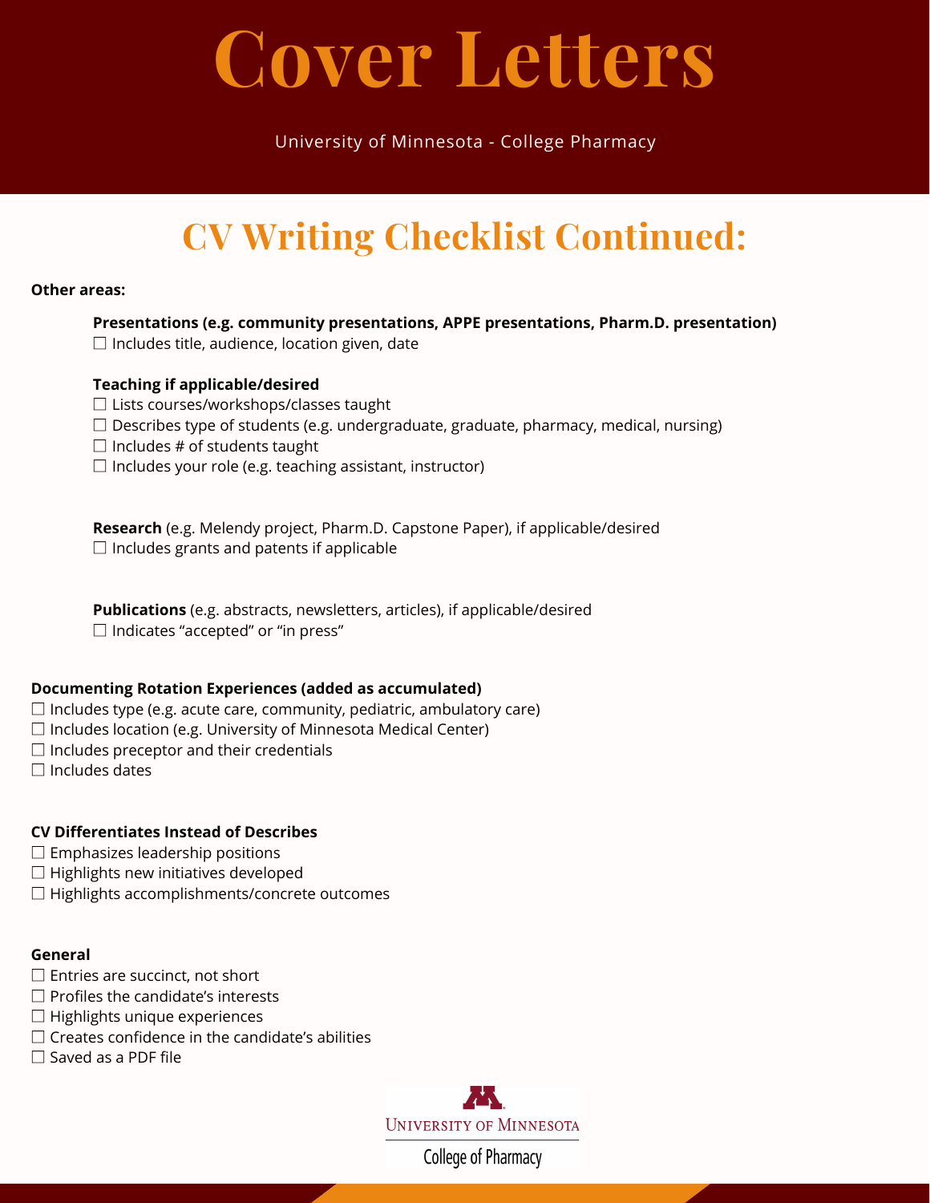# Cover Letters

University of Minnesota - College Pharmacy

## CV Writing Checklist Continued:

**Other areas:**

**Presentations (e.g. community presentations, APPE presentations, Pharm.D. presentation)**

☐ Includes title, audience, location given, date

**Teaching if applicable/desired**

☐ Lists courses/workshops/classes taught
☐ Describes type of students (e.g. undergraduate, graduate, pharmacy, medical, nursing)
☐ Includes # of students taught
☐ Includes your role (e.g. teaching assistant, instructor)

**Research** (e.g. Melendy project, Pharm.D. Capstone Paper), if applicable/desired

☐ Includes grants and patents if applicable

**Publications** (e.g. abstracts, newsletters, articles), if applicable/desired

☐ Indicates "accepted" or "in press"

**Documenting Rotation Experiences (added as accumulated)**

☐ Includes type (e.g. acute care, community, pediatric, ambulatory care)
☐ Includes location (e.g. University of Minnesota Medical Center)
☐ Includes preceptor and their credentials
☐ Includes dates

**CV Differentiates Instead of Describes**

☐ Emphasizes leadership positions
☐ Highlights new initiatives developed
☐ Highlights accomplishments/concrete outcomes

**General**

☐ Entries are succinct, not short
☐ Profiles the candidate's interests
☐ Highlights unique experiences
☐ Creates confidence in the candidate's abilities
☐ Saved as a PDF file

University of Minnesota
College of Pharmacy